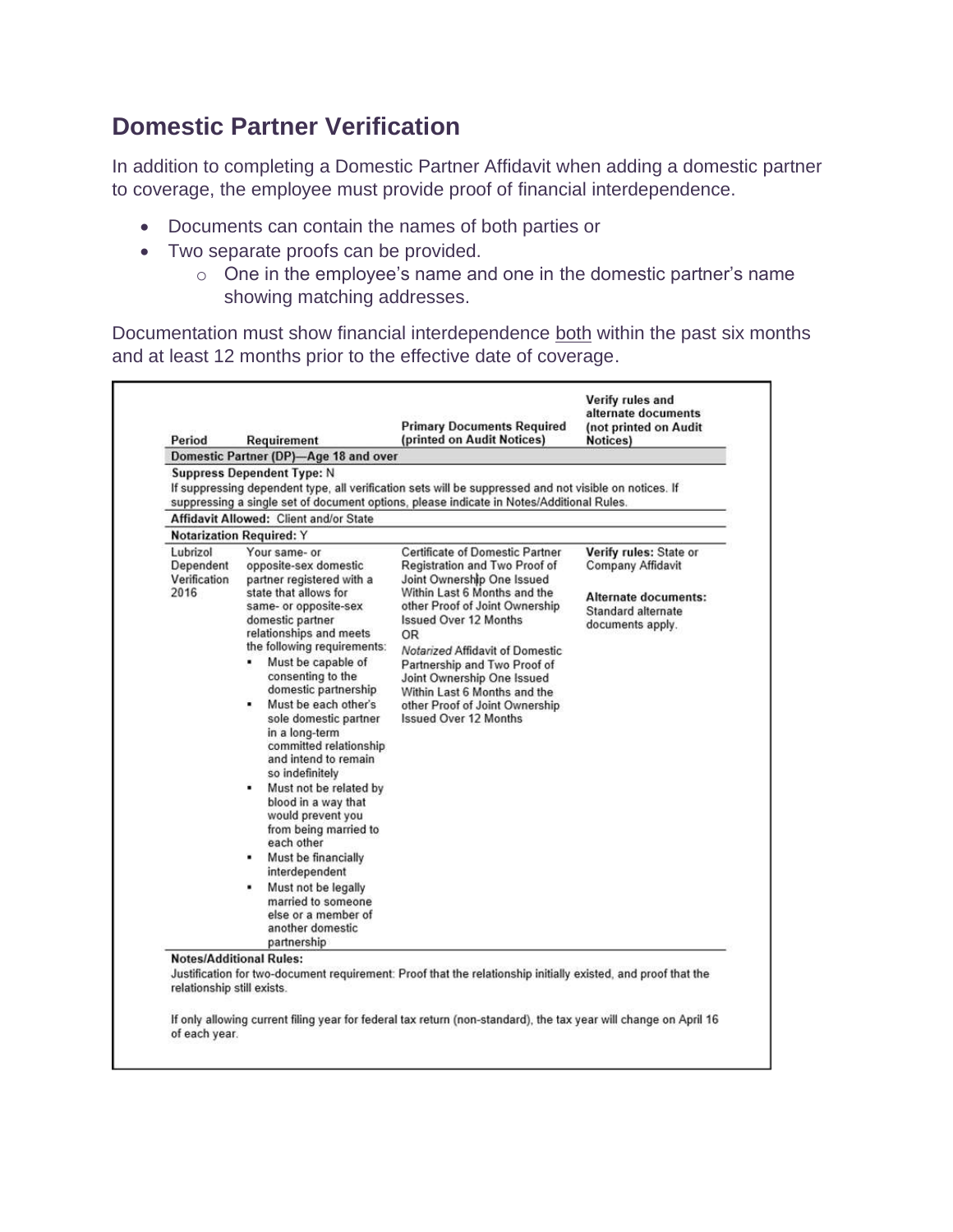## Domestic Partner Verification

In addition to completing a Domestic Partner Affidavit when adding a domestic partner to coverage, the employee must provide proof of financial interdependence.

- Documents can contain the names of both parties or
- Two separate proofs can be provided.
  - One in the employee's name and one in the domestic partner's name showing matching addresses.

Documentation must show financial interdependence <u>both</u> within the past six months and at least 12 months prior to the effective date of coverage.

| Period | Requirement | Primary Documents Required (printed on Audit Notices) | Verify rules and alternate documents (not printed on Audit Notices) |
|---|---|---|---|
| **Domestic Partner (DP)—Age 18 and over** | | | |
| **Suppress Dependent Type:** N<br>If suppressing dependent type, all verification sets will be suppressed and not visible on notices. If suppressing a single set of document options, please indicate in Notes/Additional Rules. | | | |
| **Affidavit Allowed:** Client and/or State | | | |
| **Notarization Required:** Y | | | |
| Lubrizol Dependent Verification 2016 | Your same- or opposite-sex domestic partner registered with a state that allows for same- or opposite-sex domestic partner relationships and meets the following requirements:<br>▪ Must be capable of consenting to the domestic partnership<br>▪ Must be each other's sole domestic partner in a long-term committed relationship and intend to remain so indefinitely<br>▪ Must not be related by blood in a way that would prevent you from being married to each other<br>▪ Must be financially interdependent<br>▪ Must not be legally married to someone else or a member of another domestic partnership | Certificate of Domestic Partner Registration and Two Proof of Joint Ownership One Issued Within Last 6 Months and the other Proof of Joint Ownership Issued Over 12 Months<br>OR<br>*Notarized* Affidavit of Domestic Partnership and Two Proof of Joint Ownership One Issued Within Last 6 Months and the other Proof of Joint Ownership Issued Over 12 Months | **Verify rules:** State or Company Affidavit<br><br>**Alternate documents:** Standard alternate documents apply. |
| **Notes/Additional Rules:**<br>Justification for two-document requirement: Proof that the relationship initially existed, and proof that the relationship still exists.<br><br>If only allowing current filing year for federal tax return (non-standard), the tax year will change on April 16 of each year. | | | |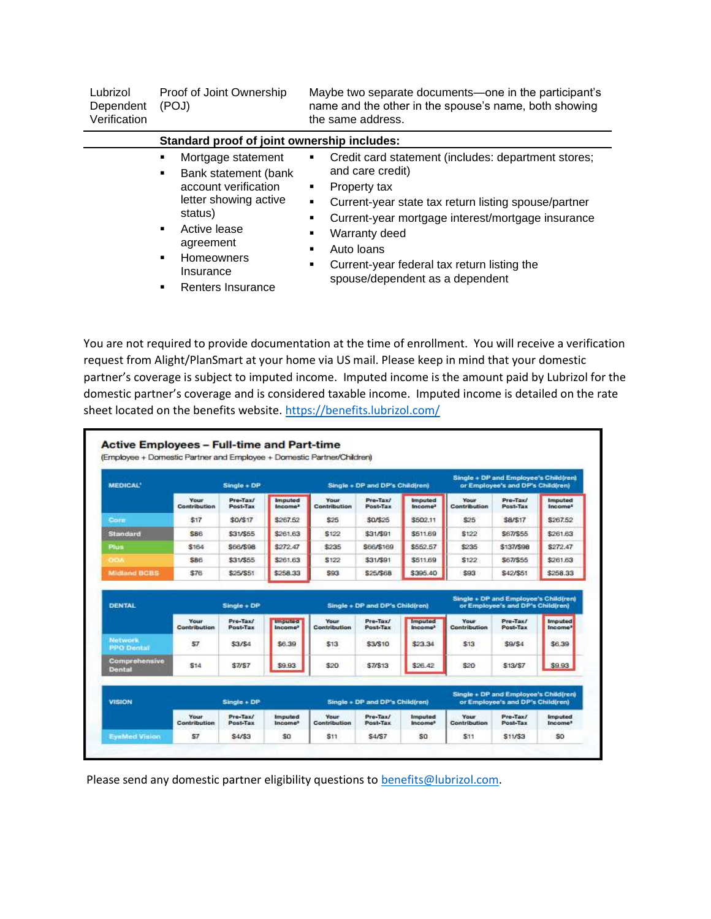| | | |
|---|---|---|
| Lubrizol Dependent Verification | Proof of Joint Ownership (POJ) | Maybe two separate documents—one in the participant's name and the other in the spouse's name, both showing the same address. |

**Standard proof of joint ownership includes:**

- Mortgage statement
- Bank statement (bank account verification letter showing active status)
- Active lease agreement
- Homeowners Insurance
- Renters Insurance
- Credit card statement (includes: department stores; and care credit)
- Property tax
- Current-year state tax return listing spouse/partner
- Current-year mortgage interest/mortgage insurance
- Warranty deed
- Auto loans
- Current-year federal tax return listing the spouse/dependent as a dependent

You are not required to provide documentation at the time of enrollment. You will receive a verification request from Alight/PlanSmart at your home via US mail. Please keep in mind that your domestic partner's coverage is subject to imputed income. Imputed income is the amount paid by Lubrizol for the domestic partner's coverage and is considered taxable income. Imputed income is detailed on the rate sheet located on the benefits website. https://benefits.lubrizol.com/

## Active Employees – Full-time and Part-time

(Employee + Domestic Partner and Employee + Domestic Partner/Children)

| MEDICAL[1] | Single + DP | | | Single + DP and DP's Child(ren) | | | Single + DP and Employee's Child(ren) or Employee's and DP's Child(ren) | | |
|---|---|---|---|---|---|---|---|---|---|
| | Your Contribution | Pre-Tax/ Post-Tax | Imputed Income[2] | Your Contribution | Pre-Tax/ Post-Tax | Imputed Income[2] | Your Contribution | Pre-Tax/ Post-Tax | Imputed Income[2] |
| Core | $17 | $0/$17 | $267.52 | $25 | $0/$25 | $502.11 | $25 | $8/$17 | $267.52 |
| Standard | $86 | $31/$55 | $261.63 | $122 | $31/$91 | $511.69 | $122 | $67/$55 | $261.63 |
| Plus | $164 | $66/$98 | $272.47 | $235 | $66/$169 | $552.57 | $235 | $137/$98 | $272.47 |
| ODA | $86 | $31/$55 | $261.63 | $122 | $31/$91 | $511.69 | $122 | $67/$55 | $261.63 |
| Midland BCBS | $76 | $25/$51 | $258.33 | $93 | $25/$68 | $395.40 | $93 | $42/$51 | $258.33 |

| DENTAL | Single + DP | | | Single + DP and DP's Child(ren) | | | Single + DP and Employee's Child(ren) or Employee's and DP's Child(ren) | | |
|---|---|---|---|---|---|---|---|---|---|
| | Your Contribution | Pre-Tax/ Post-Tax | Imputed Income[2] | Your Contribution | Pre-Tax/ Post-Tax | Imputed Income[2] | Your Contribution | Pre-Tax/ Post-Tax | Imputed Income[2] |
| Network PPO Dental | $7 | $3/$4 | $6.39 | $13 | $3/$10 | $23.34 | $13 | $9/$4 | $6.39 |
| Comprehensive Dental | $14 | $7/$7 | $9.93 | $20 | $7/$13 | $26.42 | $20 | $13/$7 | $9.93 |

| VISION | Single + DP | | | Single + DP and DP's Child(ren) | | | Single + DP and Employee's Child(ren) or Employee's and DP's Child(ren) | | |
|---|---|---|---|---|---|---|---|---|---|
| | Your Contribution | Pre-Tax/ Post-Tax | Imputed Income[2] | Your Contribution | Pre-Tax/ Post-Tax | Imputed Income[2] | Your Contribution | Pre-Tax/ Post-Tax | Imputed Income[2] |
| EyeMed Vision | $7 | $4/$3 | $0 | $11 | $4/$7 | $0 | $11 | $11/$3 | $0 |

Please send any domestic partner eligibility questions to benefits@lubrizol.com.